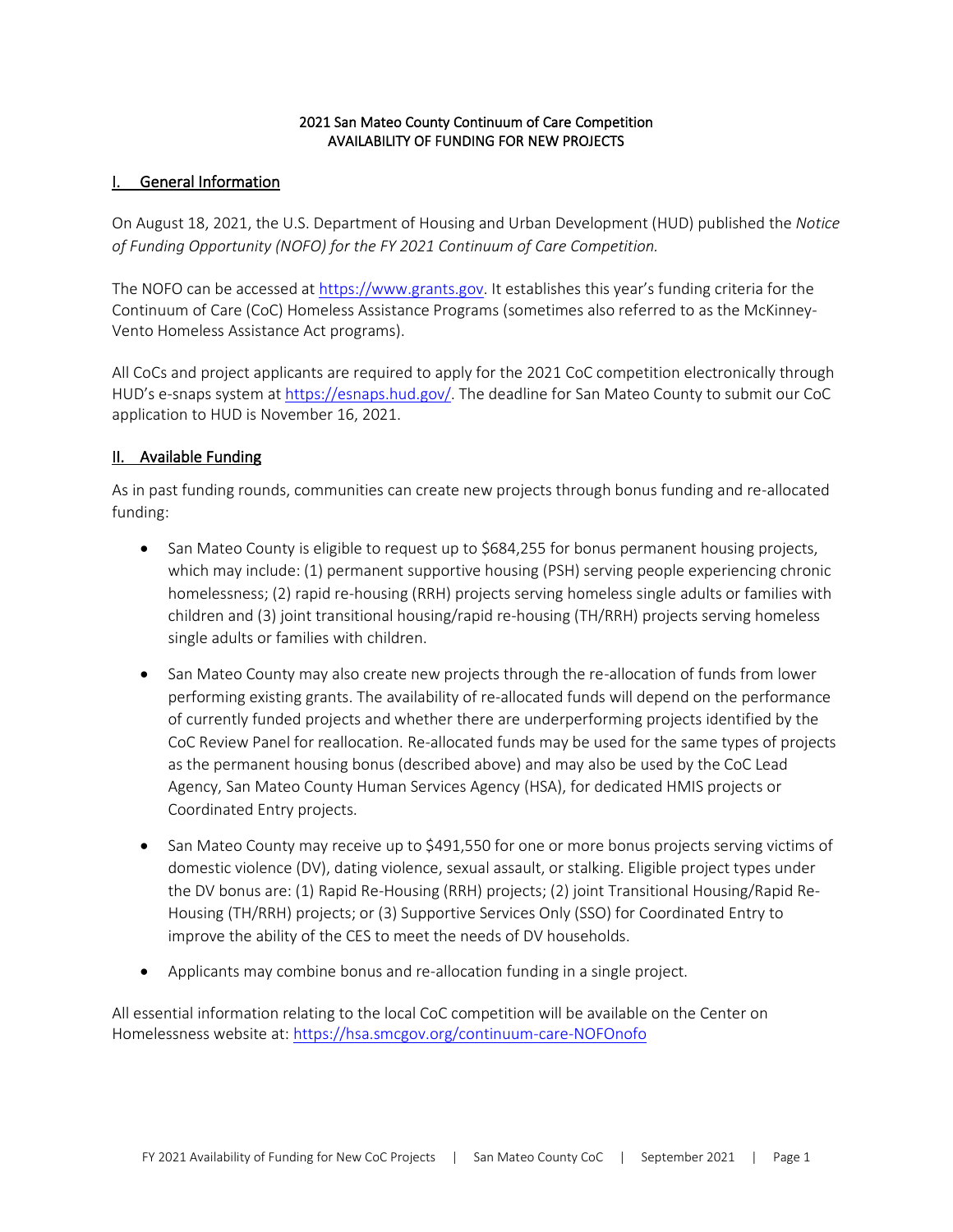# 2021 San Mateo County Continuum of Care Competition
# AVAILABILITY OF FUNDING FOR NEW PROJECTS

## I. General Information

On August 18, 2021, the U.S. Department of Housing and Urban Development (HUD) published the *Notice of Funding Opportunity (NOFO) for the FY 2021 Continuum of Care Competition.*

The NOFO can be accessed at https://www.grants.gov. It establishes this year's funding criteria for the Continuum of Care (CoC) Homeless Assistance Programs (sometimes also referred to as the McKinney-Vento Homeless Assistance Act programs).

All CoCs and project applicants are required to apply for the 2021 CoC competition electronically through HUD's e-snaps system at https://esnaps.hud.gov/. The deadline for San Mateo County to submit our CoC application to HUD is November 16, 2021.

## II. Available Funding

As in past funding rounds, communities can create new projects through bonus funding and re-allocated funding:

- San Mateo County is eligible to request up to $684,255 for bonus permanent housing projects, which may include: (1) permanent supportive housing (PSH) serving people experiencing chronic homelessness; (2) rapid re-housing (RRH) projects serving homeless single adults or families with children and (3) joint transitional housing/rapid re-housing (TH/RRH) projects serving homeless single adults or families with children.
- San Mateo County may also create new projects through the re-allocation of funds from lower performing existing grants. The availability of re-allocated funds will depend on the performance of currently funded projects and whether there are underperforming projects identified by the CoC Review Panel for reallocation. Re-allocated funds may be used for the same types of projects as the permanent housing bonus (described above) and may also be used by the CoC Lead Agency, San Mateo County Human Services Agency (HSA), for dedicated HMIS projects or Coordinated Entry projects.
- San Mateo County may receive up to $491,550 for one or more bonus projects serving victims of domestic violence (DV), dating violence, sexual assault, or stalking. Eligible project types under the DV bonus are: (1) Rapid Re-Housing (RRH) projects; (2) joint Transitional Housing/Rapid Re-Housing (TH/RRH) projects; or (3) Supportive Services Only (SSO) for Coordinated Entry to improve the ability of the CES to meet the needs of DV households.
- Applicants may combine bonus and re-allocation funding in a single project.

All essential information relating to the local CoC competition will be available on the Center on Homelessness website at: https://hsa.smcgov.org/continuum-care-NOFOnofo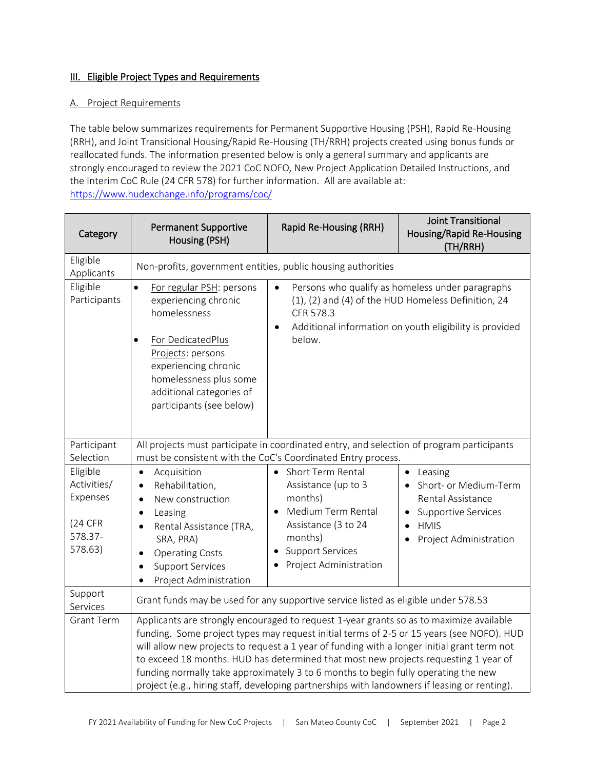## III. Eligible Project Types and Requirements

### A. Project Requirements

The table below summarizes requirements for Permanent Supportive Housing (PSH), Rapid Re-Housing (RRH), and Joint Transitional Housing/Rapid Re-Housing (TH/RRH) projects created using bonus funds or reallocated funds. The information presented below is only a general summary and applicants are strongly encouraged to review the 2021 CoC NOFO, New Project Application Detailed Instructions, and the Interim CoC Rule (24 CFR 578) for further information. All are available at: https://www.hudexchange.info/programs/coc/

| Category | Permanent Supportive Housing (PSH) | Rapid Re-Housing (RRH) | Joint Transitional Housing/Rapid Re-Housing (TH/RRH) |
|---|---|---|---|
| Eligible Applicants | Non-profits, government entities, public housing authorities | | |
| Eligible Participants | • For regular PSH: persons experiencing chronic homelessness<br>• For DedicatedPlus Projects: persons experiencing chronic homelessness plus some additional categories of participants (see below) | • Persons who qualify as homeless under paragraphs (1), (2) and (4) of the HUD Homeless Definition, 24 CFR 578.3<br>• Additional information on youth eligibility is provided below. | |
| Participant Selection | All projects must participate in coordinated entry, and selection of program participants must be consistent with the CoC's Coordinated Entry process. | | |
| Eligible Activities/ Expenses (24 CFR 578.37-578.63) | • Acquisition<br>• Rehabilitation,<br>• New construction<br>• Leasing<br>• Rental Assistance (TRA, SRA, PRA)<br>• Operating Costs<br>• Support Services<br>• Project Administration | • Short Term Rental Assistance (up to 3 months)<br>• Medium Term Rental Assistance (3 to 24 months)<br>• Support Services<br>• Project Administration | • Leasing<br>• Short- or Medium-Term Rental Assistance<br>• Supportive Services<br>• HMIS<br>• Project Administration |
| Support Services | Grant funds may be used for any supportive service listed as eligible under 578.53 | | |
| Grant Term | Applicants are strongly encouraged to request 1-year grants so as to maximize available funding. Some project types may request initial terms of 2-5 or 15 years (see NOFO). HUD will allow new projects to request a 1 year of funding with a longer initial grant term not to exceed 18 months. HUD has determined that most new projects requesting 1 year of funding normally take approximately 3 to 6 months to begin fully operating the new project (e.g., hiring staff, developing partnerships with landowners if leasing or renting). | | |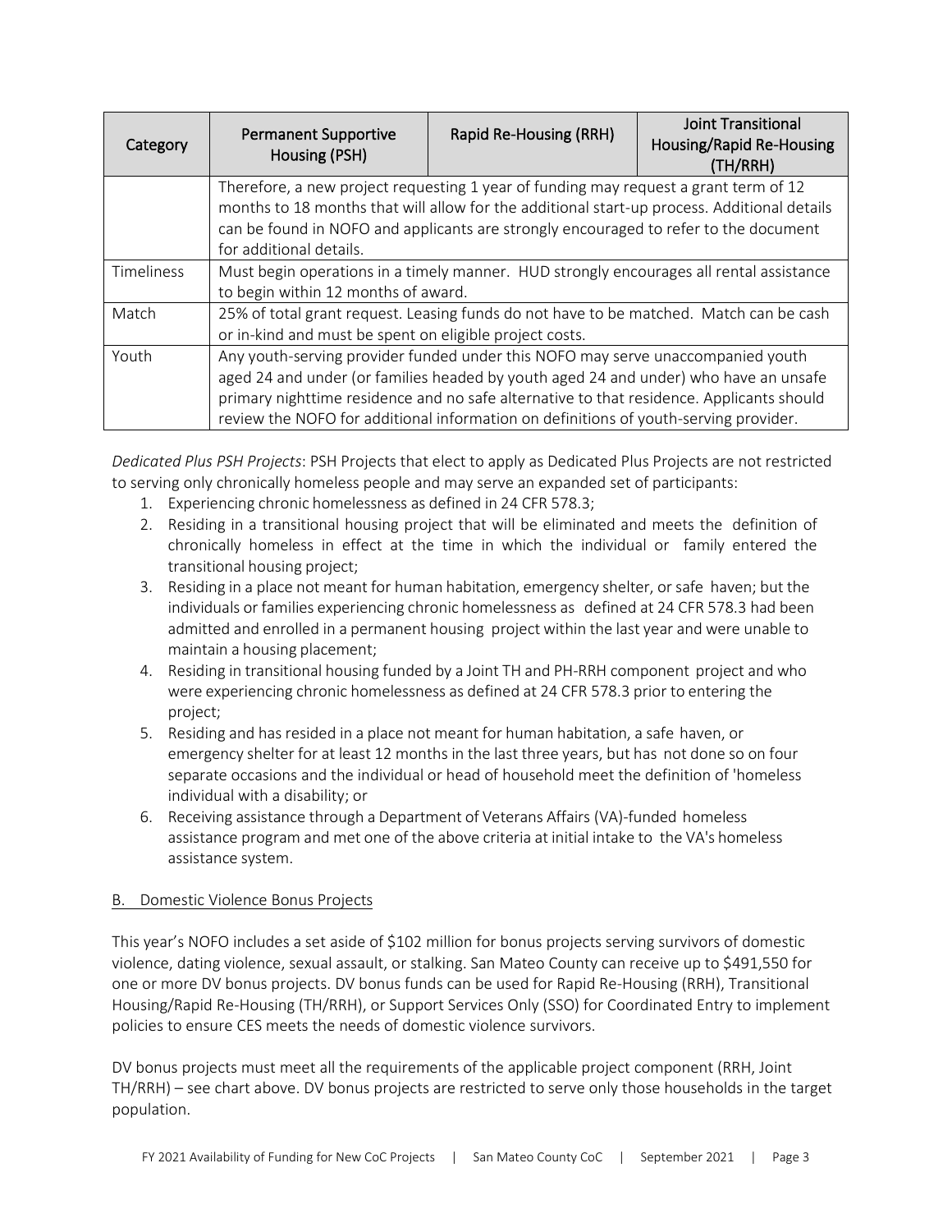| Category | Permanent Supportive Housing (PSH) | Rapid Re-Housing (RRH) | Joint Transitional Housing/Rapid Re-Housing (TH/RRH) |
|---|---|---|---|
| | Therefore, a new project requesting 1 year of funding may request a grant term of 12 months to 18 months that will allow for the additional start-up process. Additional details can be found in NOFO and applicants are strongly encouraged to refer to the document for additional details. | | |
| Timeliness | Must begin operations in a timely manner. HUD strongly encourages all rental assistance to begin within 12 months of award. | | |
| Match | 25% of total grant request. Leasing funds do not have to be matched. Match can be cash or in-kind and must be spent on eligible project costs. | | |
| Youth | Any youth-serving provider funded under this NOFO may serve unaccompanied youth aged 24 and under (or families headed by youth aged 24 and under) who have an unsafe primary nighttime residence and no safe alternative to that residence. Applicants should review the NOFO for additional information on definitions of youth-serving provider. | | |

*Dedicated Plus PSH Projects*: PSH Projects that elect to apply as Dedicated Plus Projects are not restricted to serving only chronically homeless people and may serve an expanded set of participants:

1. Experiencing chronic homelessness as defined in 24 CFR 578.3;
2. Residing in a transitional housing project that will be eliminated and meets the definition of chronically homeless in effect at the time in which the individual or family entered the transitional housing project;
3. Residing in a place not meant for human habitation, emergency shelter, or safe haven; but the individuals or families experiencing chronic homelessness as defined at 24 CFR 578.3 had been admitted and enrolled in a permanent housing project within the last year and were unable to maintain a housing placement;
4. Residing in transitional housing funded by a Joint TH and PH-RRH component project and who were experiencing chronic homelessness as defined at 24 CFR 578.3 prior to entering the project;
5. Residing and has resided in a place not meant for human habitation, a safe haven, or emergency shelter for at least 12 months in the last three years, but has not done so on four separate occasions and the individual or head of household meet the definition of 'homeless individual with a disability; or
6. Receiving assistance through a Department of Veterans Affairs (VA)-funded homeless assistance program and met one of the above criteria at initial intake to the VA's homeless assistance system.

## B. Domestic Violence Bonus Projects

This year's NOFO includes a set aside of $102 million for bonus projects serving survivors of domestic violence, dating violence, sexual assault, or stalking. San Mateo County can receive up to $491,550 for one or more DV bonus projects. DV bonus funds can be used for Rapid Re-Housing (RRH), Transitional Housing/Rapid Re-Housing (TH/RRH), or Support Services Only (SSO) for Coordinated Entry to implement policies to ensure CES meets the needs of domestic violence survivors.

DV bonus projects must meet all the requirements of the applicable project component (RRH, Joint TH/RRH) – see chart above. DV bonus projects are restricted to serve only those households in the target population.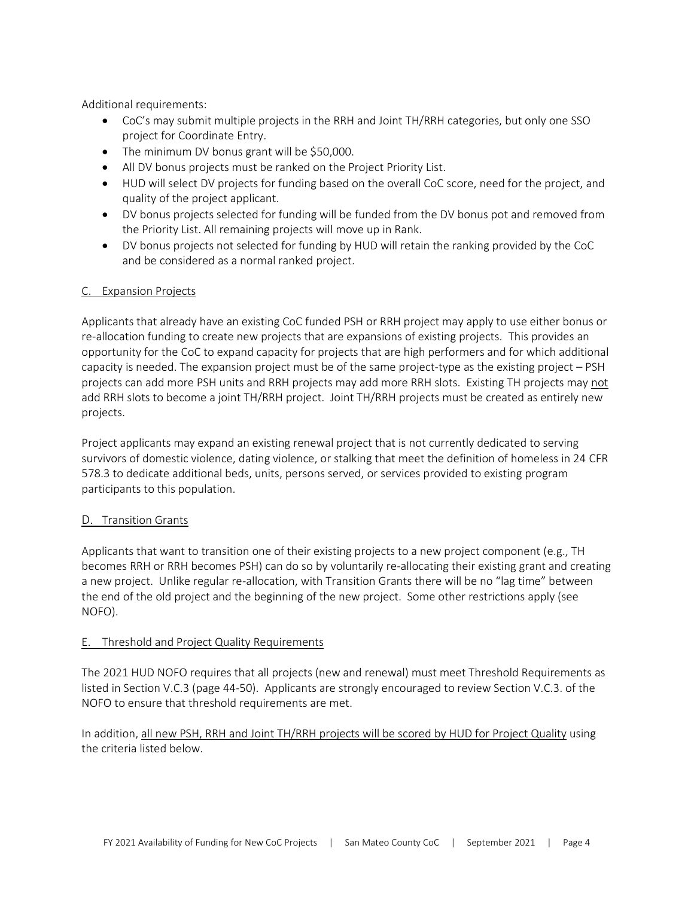Additional requirements:

- CoC's may submit multiple projects in the RRH and Joint TH/RRH categories, but only one SSO project for Coordinate Entry.
- The minimum DV bonus grant will be $50,000.
- All DV bonus projects must be ranked on the Project Priority List.
- HUD will select DV projects for funding based on the overall CoC score, need for the project, and quality of the project applicant.
- DV bonus projects selected for funding will be funded from the DV bonus pot and removed from the Priority List. All remaining projects will move up in Rank.
- DV bonus projects not selected for funding by HUD will retain the ranking provided by the CoC and be considered as a normal ranked project.

## C. Expansion Projects

Applicants that already have an existing CoC funded PSH or RRH project may apply to use either bonus or re-allocation funding to create new projects that are expansions of existing projects. This provides an opportunity for the CoC to expand capacity for projects that are high performers and for which additional capacity is needed. The expansion project must be of the same project-type as the existing project – PSH projects can add more PSH units and RRH projects may add more RRH slots. Existing TH projects may not add RRH slots to become a joint TH/RRH project. Joint TH/RRH projects must be created as entirely new projects.

Project applicants may expand an existing renewal project that is not currently dedicated to serving survivors of domestic violence, dating violence, or stalking that meet the definition of homeless in 24 CFR 578.3 to dedicate additional beds, units, persons served, or services provided to existing program participants to this population.

## D. Transition Grants

Applicants that want to transition one of their existing projects to a new project component (e.g., TH becomes RRH or RRH becomes PSH) can do so by voluntarily re-allocating their existing grant and creating a new project. Unlike regular re-allocation, with Transition Grants there will be no "lag time" between the end of the old project and the beginning of the new project. Some other restrictions apply (see NOFO).

## E. Threshold and Project Quality Requirements

The 2021 HUD NOFO requires that all projects (new and renewal) must meet Threshold Requirements as listed in Section V.C.3 (page 44-50). Applicants are strongly encouraged to review Section V.C.3. of the NOFO to ensure that threshold requirements are met.

In addition, all new PSH, RRH and Joint TH/RRH projects will be scored by HUD for Project Quality using the criteria listed below.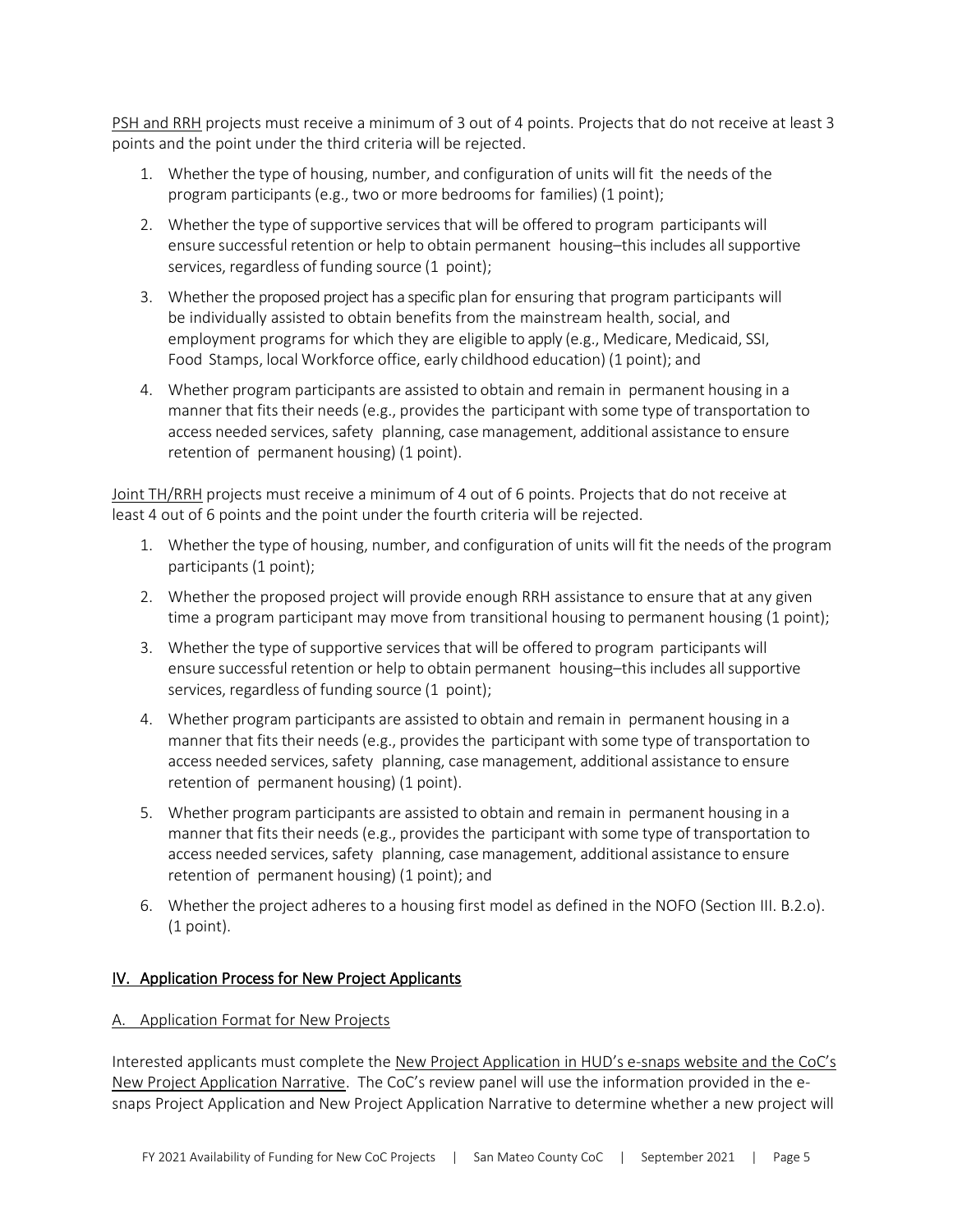PSH and RRH projects must receive a minimum of 3 out of 4 points. Projects that do not receive at least 3 points and the point under the third criteria will be rejected.

1. Whether the type of housing, number, and configuration of units will fit the needs of the program participants (e.g., two or more bedrooms for families) (1 point);
2. Whether the type of supportive services that will be offered to program participants will ensure successful retention or help to obtain permanent housing–this includes all supportive services, regardless of funding source (1 point);
3. Whether the proposed project has a specific plan for ensuring that program participants will be individually assisted to obtain benefits from the mainstream health, social, and employment programs for which they are eligible to apply (e.g., Medicare, Medicaid, SSI, Food Stamps, local Workforce office, early childhood education) (1 point); and
4. Whether program participants are assisted to obtain and remain in permanent housing in a manner that fits their needs (e.g., provides the participant with some type of transportation to access needed services, safety planning, case management, additional assistance to ensure retention of permanent housing) (1 point).

Joint TH/RRH projects must receive a minimum of 4 out of 6 points. Projects that do not receive at least 4 out of 6 points and the point under the fourth criteria will be rejected.

1. Whether the type of housing, number, and configuration of units will fit the needs of the program participants (1 point);
2. Whether the proposed project will provide enough RRH assistance to ensure that at any given time a program participant may move from transitional housing to permanent housing (1 point);
3. Whether the type of supportive services that will be offered to program participants will ensure successful retention or help to obtain permanent housing–this includes all supportive services, regardless of funding source (1 point);
4. Whether program participants are assisted to obtain and remain in permanent housing in a manner that fits their needs (e.g., provides the participant with some type of transportation to access needed services, safety planning, case management, additional assistance to ensure retention of permanent housing) (1 point).
5. Whether program participants are assisted to obtain and remain in permanent housing in a manner that fits their needs (e.g., provides the participant with some type of transportation to access needed services, safety planning, case management, additional assistance to ensure retention of permanent housing) (1 point); and
6. Whether the project adheres to a housing first model as defined in the NOFO (Section III. B.2.o). (1 point).

## IV. Application Process for New Project Applicants

### A. Application Format for New Projects

Interested applicants must complete the New Project Application in HUD's e-snaps website and the CoC's New Project Application Narrative. The CoC's review panel will use the information provided in the e-snaps Project Application and New Project Application Narrative to determine whether a new project will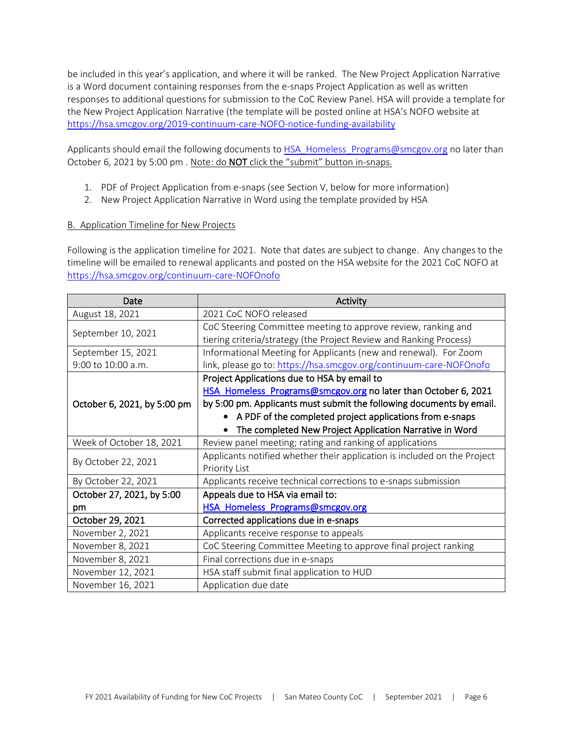be included in this year's application, and where it will be ranked. The New Project Application Narrative is a Word document containing responses from the e-snaps Project Application as well as written responses to additional questions for submission to the CoC Review Panel. HSA will provide a template for the New Project Application Narrative (the template will be posted online at HSA's NOFO website at https://hsa.smcgov.org/2019-continuum-care-NOFO-notice-funding-availability

Applicants should email the following documents to HSA_Homeless_Programs@smcgov.org no later than October 6, 2021 by 5:00 pm . Note: do **NOT** click the "submit" button in-snaps.

1. PDF of Project Application from e-snaps (see Section V, below for more information)
2. New Project Application Narrative in Word using the template provided by HSA

B. Application Timeline for New Projects

Following is the application timeline for 2021. Note that dates are subject to change. Any changes to the timeline will be emailed to renewal applicants and posted on the HSA website for the 2021 CoC NOFO at https://hsa.smcgov.org/continuum-care-NOFOnofo

| Date | Activity |
|---|---|
| August 18, 2021 | 2021 CoC NOFO released |
| September 10, 2021 | CoC Steering Committee meeting to approve review, ranking and tiering criteria/strategy (the Project Review and Ranking Process) |
| September 15, 2021 9:00 to 10:00 a.m. | Informational Meeting for Applicants (new and renewal). For Zoom link, please go to: https://hsa.smcgov.org/continuum-care-NOFOnofo |
| October 6, 2021, by 5:00 pm | Project Applications due to HSA by email to HSA_Homeless_Programs@smcgov.org no later than October 6, 2021 by 5:00 pm. Applicants must submit the following documents by email. • A PDF of the completed project applications from e-snaps • The completed New Project Application Narrative in Word |
| Week of October 18, 2021 | Review panel meeting; rating and ranking of applications |
| By October 22, 2021 | Applicants notified whether their application is included on the Project Priority List |
| By October 22, 2021 | Applicants receive technical corrections to e-snaps submission |
| October 27, 2021, by 5:00 pm | Appeals due to HSA via email to: HSA_Homeless_Programs@smcgov.org |
| October 29, 2021 | Corrected applications due in e-snaps |
| November 2, 2021 | Applicants receive response to appeals |
| November 8, 2021 | CoC Steering Committee Meeting to approve final project ranking |
| November 8, 2021 | Final corrections due in e-snaps |
| November 12, 2021 | HSA staff submit final application to HUD |
| November 16, 2021 | Application due date |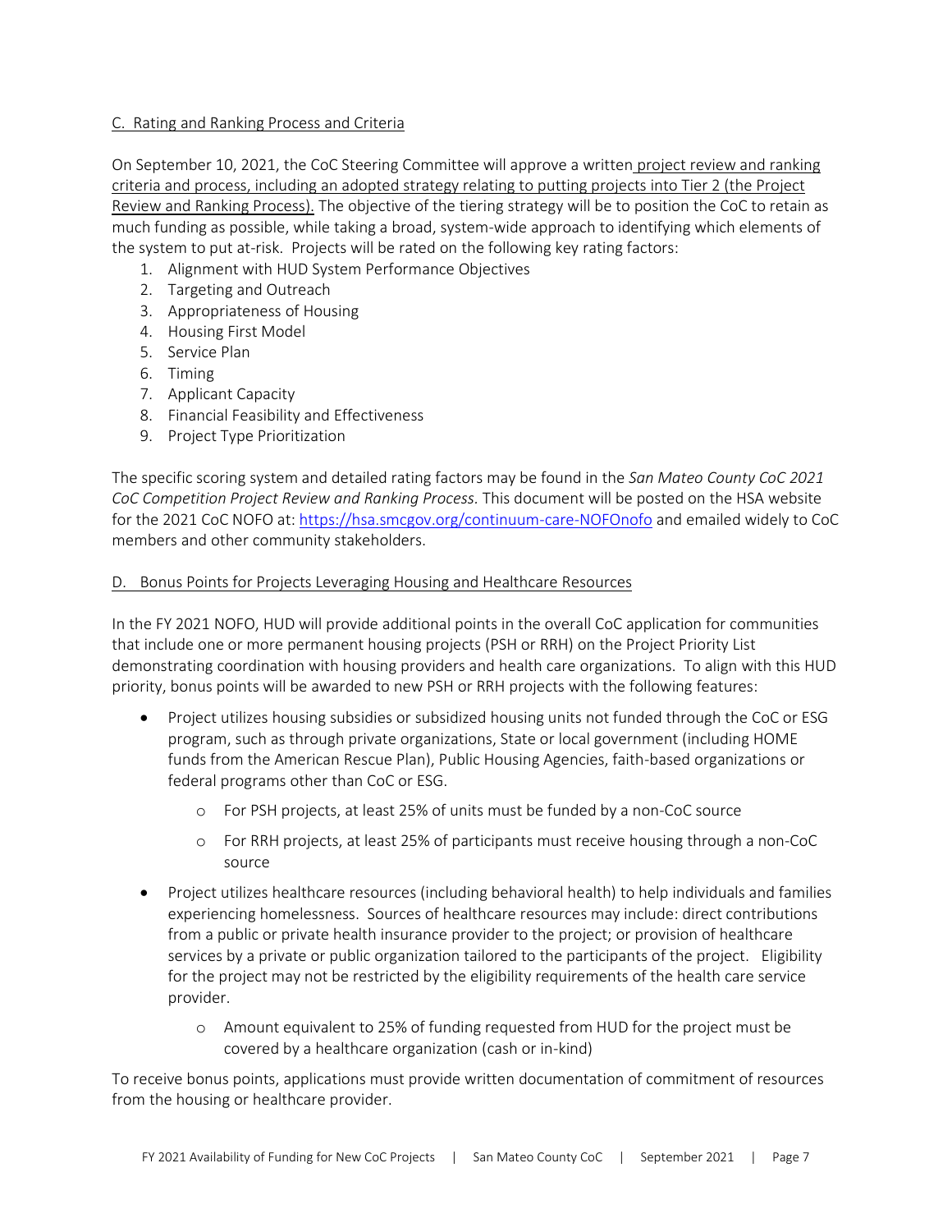### C. Rating and Ranking Process and Criteria

On September 10, 2021, the CoC Steering Committee will approve a written project review and ranking criteria and process, including an adopted strategy relating to putting projects into Tier 2 (the Project Review and Ranking Process). The objective of the tiering strategy will be to position the CoC to retain as much funding as possible, while taking a broad, system-wide approach to identifying which elements of the system to put at-risk. Projects will be rated on the following key rating factors:

1. Alignment with HUD System Performance Objectives
2. Targeting and Outreach
3. Appropriateness of Housing
4. Housing First Model
5. Service Plan
6. Timing
7. Applicant Capacity
8. Financial Feasibility and Effectiveness
9. Project Type Prioritization

The specific scoring system and detailed rating factors may be found in the *San Mateo County CoC 2021 CoC Competition Project Review and Ranking Process.* This document will be posted on the HSA website for the 2021 CoC NOFO at: https://hsa.smcgov.org/continuum-care-NOFOnofo and emailed widely to CoC members and other community stakeholders.

### D. Bonus Points for Projects Leveraging Housing and Healthcare Resources

In the FY 2021 NOFO, HUD will provide additional points in the overall CoC application for communities that include one or more permanent housing projects (PSH or RRH) on the Project Priority List demonstrating coordination with housing providers and health care organizations. To align with this HUD priority, bonus points will be awarded to new PSH or RRH projects with the following features:

- Project utilizes housing subsidies or subsidized housing units not funded through the CoC or ESG program, such as through private organizations, State or local government (including HOME funds from the American Rescue Plan), Public Housing Agencies, faith-based organizations or federal programs other than CoC or ESG.
  - For PSH projects, at least 25% of units must be funded by a non-CoC source
  - For RRH projects, at least 25% of participants must receive housing through a non-CoC source
- Project utilizes healthcare resources (including behavioral health) to help individuals and families experiencing homelessness. Sources of healthcare resources may include: direct contributions from a public or private health insurance provider to the project; or provision of healthcare services by a private or public organization tailored to the participants of the project. Eligibility for the project may not be restricted by the eligibility requirements of the health care service provider.
  - Amount equivalent to 25% of funding requested from HUD for the project must be covered by a healthcare organization (cash or in-kind)

To receive bonus points, applications must provide written documentation of commitment of resources from the housing or healthcare provider.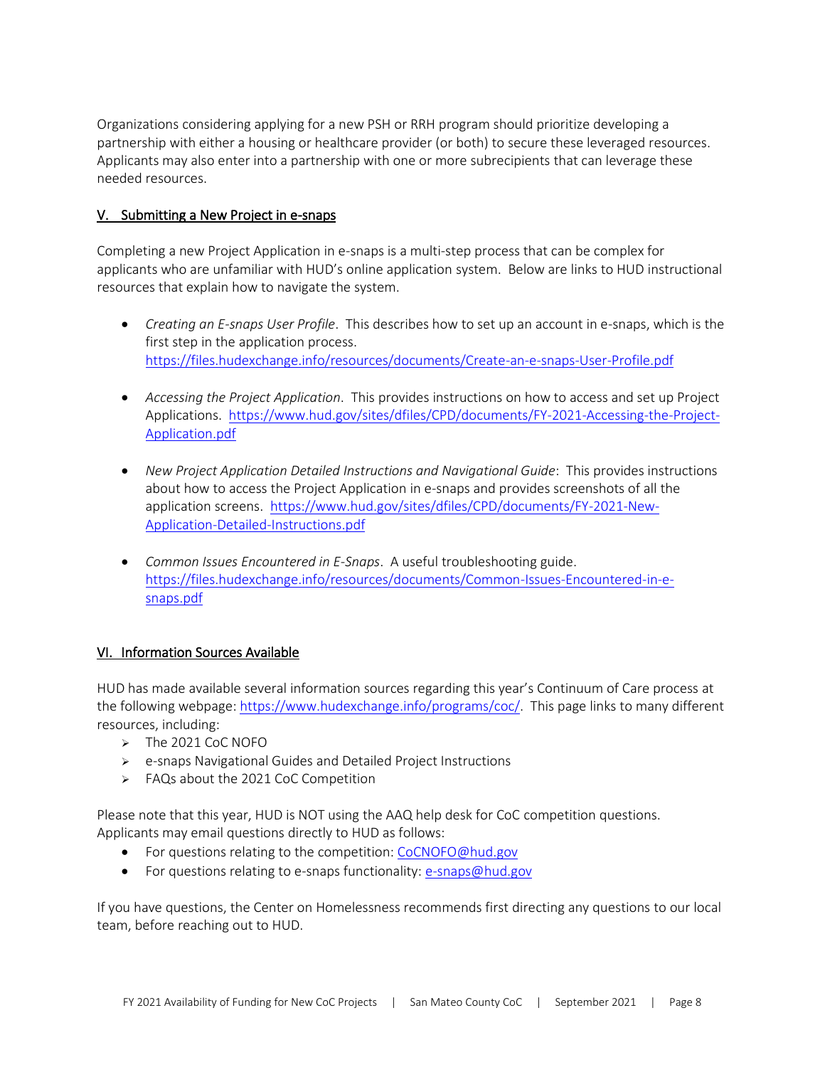Organizations considering applying for a new PSH or RRH program should prioritize developing a partnership with either a housing or healthcare provider (or both) to secure these leveraged resources. Applicants may also enter into a partnership with one or more subrecipients that can leverage these needed resources.

## V. Submitting a New Project in e-snaps

Completing a new Project Application in e-snaps is a multi-step process that can be complex for applicants who are unfamiliar with HUD's online application system. Below are links to HUD instructional resources that explain how to navigate the system.

- *Creating an E-snaps User Profile*. This describes how to set up an account in e-snaps, which is the first step in the application process. https://files.hudexchange.info/resources/documents/Create-an-e-snaps-User-Profile.pdf

- *Accessing the Project Application*. This provides instructions on how to access and set up Project Applications. https://www.hud.gov/sites/dfiles/CPD/documents/FY-2021-Accessing-the-Project-Application.pdf

- *New Project Application Detailed Instructions and Navigational Guide*: This provides instructions about how to access the Project Application in e-snaps and provides screenshots of all the application screens. https://www.hud.gov/sites/dfiles/CPD/documents/FY-2021-New-Application-Detailed-Instructions.pdf

- *Common Issues Encountered in E-Snaps*. A useful troubleshooting guide. https://files.hudexchange.info/resources/documents/Common-Issues-Encountered-in-e-snaps.pdf

## VI. Information Sources Available

HUD has made available several information sources regarding this year's Continuum of Care process at the following webpage: https://www.hudexchange.info/programs/coc/. This page links to many different resources, including:

- The 2021 CoC NOFO
- e-snaps Navigational Guides and Detailed Project Instructions
- FAQs about the 2021 CoC Competition

Please note that this year, HUD is NOT using the AAQ help desk for CoC competition questions. Applicants may email questions directly to HUD as follows:

- For questions relating to the competition: CoCNOFO@hud.gov
- For questions relating to e-snaps functionality: e-snaps@hud.gov

If you have questions, the Center on Homelessness recommends first directing any questions to our local team, before reaching out to HUD.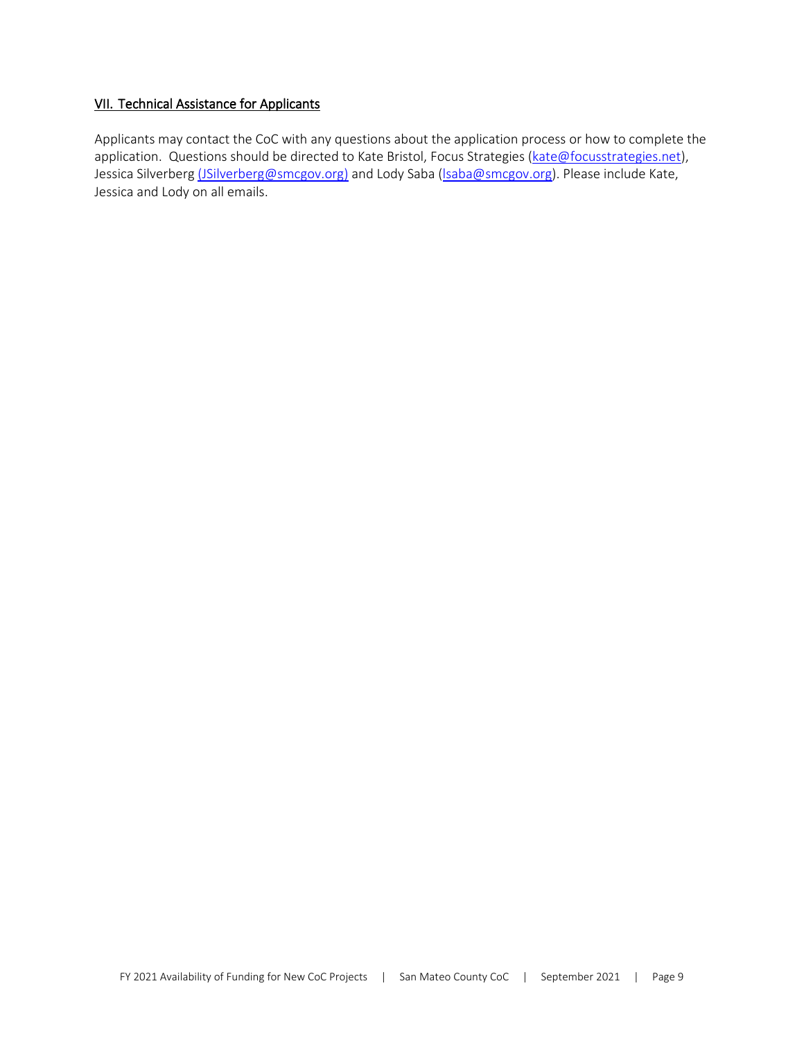## VII. Technical Assistance for Applicants

Applicants may contact the CoC with any questions about the application process or how to complete the application. Questions should be directed to Kate Bristol, Focus Strategies (kate@focusstrategies.net), Jessica Silverberg (JSilverberg@smcgov.org) and Lody Saba (lsaba@smcgov.org). Please include Kate, Jessica and Lody on all emails.